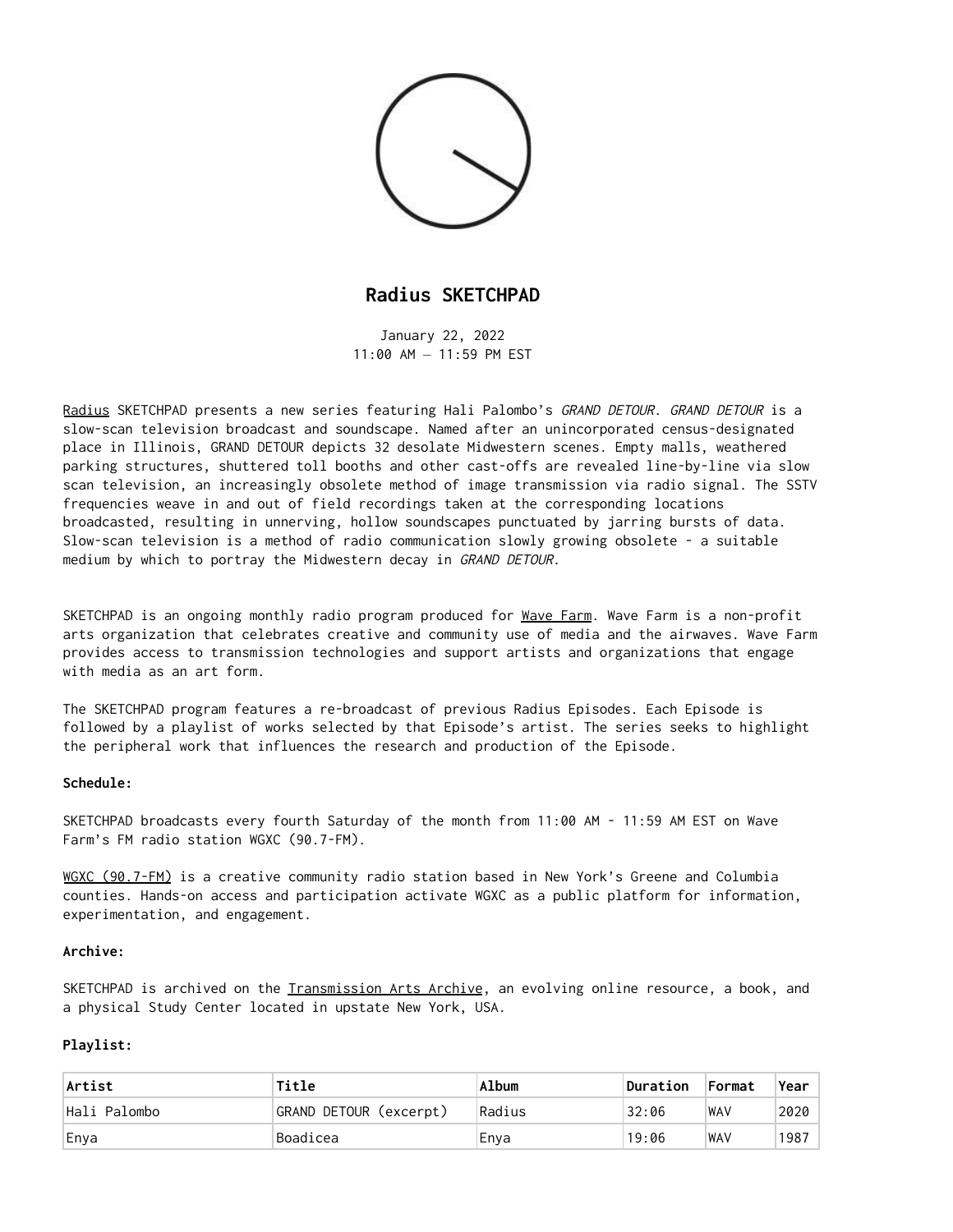# Radius SKETCHPAD

January 22, 2022
11:00 AM – 11:59 PM EST

Radius SKETCHPAD presents a new series featuring Hali Palombo's *GRAND DETOUR. GRAND DETOUR* is a slow-scan television broadcast and soundscape. Named after an unincorporated census-designated place in Illinois, GRAND DETOUR depicts 32 desolate Midwestern scenes. Empty malls, weathered parking structures, shuttered toll booths and other cast-offs are revealed line-by-line via slow scan television, an increasingly obsolete method of image transmission via radio signal. The SSTV frequencies weave in and out of field recordings taken at the corresponding locations broadcasted, resulting in unnerving, hollow soundscapes punctuated by jarring bursts of data. Slow-scan television is a method of radio communication slowly growing obsolete - a suitable medium by which to portray the Midwestern decay in *GRAND DETOUR*.

SKETCHPAD is an ongoing monthly radio program produced for Wave Farm. Wave Farm is a non-profit arts organization that celebrates creative and community use of media and the airwaves. Wave Farm provides access to transmission technologies and support artists and organizations that engage with media as an art form.

The SKETCHPAD program features a re-broadcast of previous Radius Episodes. Each Episode is followed by a playlist of works selected by that Episode's artist. The series seeks to highlight the peripheral work that influences the research and production of the Episode.

**Schedule:**

SKETCHPAD broadcasts every fourth Saturday of the month from 11:00 AM - 11:59 AM EST on Wave Farm's FM radio station WGXC (90.7-FM).

WGXC (90.7-FM) is a creative community radio station based in New York's Greene and Columbia counties. Hands-on access and participation activate WGXC as a public platform for information, experimentation, and engagement.

**Archive:**

SKETCHPAD is archived on the Transmission Arts Archive, an evolving online resource, a book, and a physical Study Center located in upstate New York, USA.

**Playlist:**

| Artist | Title | Album | Duration | Format | Year |
|---|---|---|---|---|---|
| Hali Palombo | GRAND DETOUR (excerpt) | Radius | 32:06 | WAV | 2020 |
| Enya | Boadicea | Enya | 19:06 | WAV | 1987 |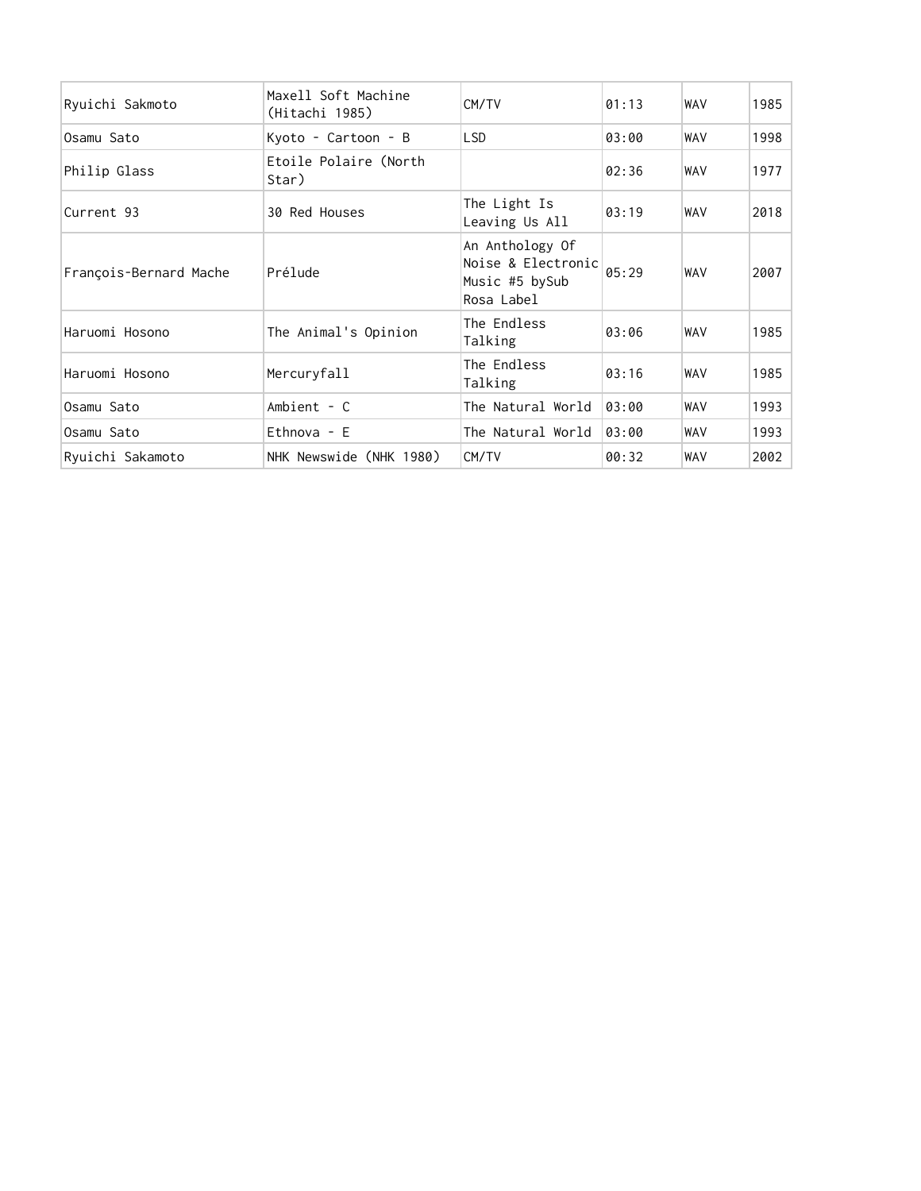| | | | | | |
|---|---|---|---|---|---|
| Ryuichi Sakmoto | Maxell Soft Machine (Hitachi 1985) | CM/TV | 01:13 | WAV | 1985 |
| Osamu Sato | Kyoto - Cartoon - B | LSD | 03:00 | WAV | 1998 |
| Philip Glass | Etoile Polaire (North Star) | | 02:36 | WAV | 1977 |
| Current 93 | 30 Red Houses | The Light Is Leaving Us All | 03:19 | WAV | 2018 |
| François-Bernard Mache | Prélude | An Anthology Of Noise & Electronic Music #5 bySub Rosa Label | 05:29 | WAV | 2007 |
| Haruomi Hosono | The Animal's Opinion | The Endless Talking | 03:06 | WAV | 1985 |
| Haruomi Hosono | Mercuryfall | The Endless Talking | 03:16 | WAV | 1985 |
| Osamu Sato | Ambient - C | The Natural World | 03:00 | WAV | 1993 |
| Osamu Sato | Ethnova - E | The Natural World | 03:00 | WAV | 1993 |
| Ryuichi Sakamoto | NHK Newswide (NHK 1980) | CM/TV | 00:32 | WAV | 2002 |